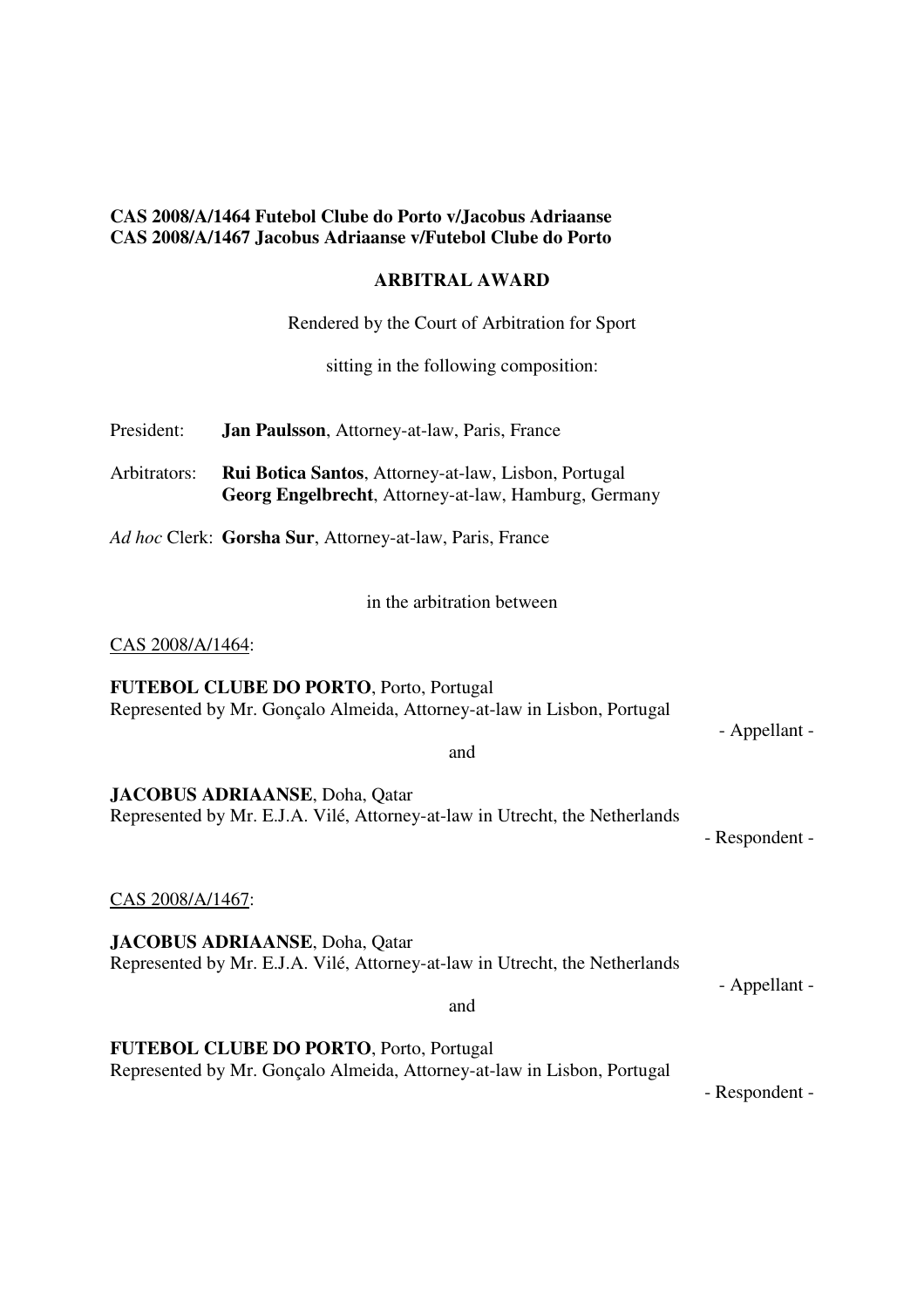**CAS 2008/A/1464 Futebol Clube do Porto v/Jacobus Adriaanse**
**CAS 2008/A/1467 Jacobus Adriaanse v/Futebol Clube do Porto**

**ARBITRAL AWARD**

Rendered by the Court of Arbitration for Sport

sitting in the following composition:

President: **Jan Paulsson**, Attorney-at-law, Paris, France

Arbitrators: **Rui Botica Santos**, Attorney-at-law, Lisbon, Portugal
**Georg Engelbrecht**, Attorney-at-law, Hamburg, Germany

*Ad hoc* Clerk: **Gorsha Sur**, Attorney-at-law, Paris, France

in the arbitration between

CAS 2008/A/1464:

**FUTEBOL CLUBE DO PORTO**, Porto, Portugal
Represented by Mr. Gonçalo Almeida, Attorney-at-law in Lisbon, Portugal

- Appellant -

and

**JACOBUS ADRIAANSE**, Doha, Qatar
Represented by Mr. E.J.A. Vilé, Attorney-at-law in Utrecht, the Netherlands

- Respondent -

CAS 2008/A/1467:

**JACOBUS ADRIAANSE**, Doha, Qatar
Represented by Mr. E.J.A. Vilé, Attorney-at-law in Utrecht, the Netherlands

- Appellant -

and

**FUTEBOL CLUBE DO PORTO**, Porto, Portugal
Represented by Mr. Gonçalo Almeida, Attorney-at-law in Lisbon, Portugal

- Respondent -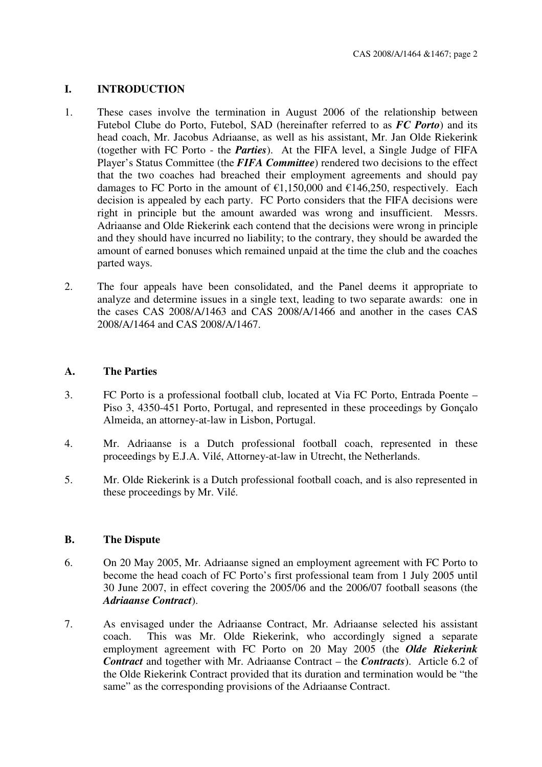## I. INTRODUCTION

1. These cases involve the termination in August 2006 of the relationship between Futebol Clube do Porto, Futebol, SAD (hereinafter referred to as ***FC Porto***) and its head coach, Mr. Jacobus Adriaanse, as well as his assistant, Mr. Jan Olde Riekerink (together with FC Porto - the ***Parties***). At the FIFA level, a Single Judge of FIFA Player's Status Committee (the ***FIFA Committee***) rendered two decisions to the effect that the two coaches had breached their employment agreements and should pay damages to FC Porto in the amount of €1,150,000 and €146,250, respectively. Each decision is appealed by each party. FC Porto considers that the FIFA decisions were right in principle but the amount awarded was wrong and insufficient. Messrs. Adriaanse and Olde Riekerink each contend that the decisions were wrong in principle and they should have incurred no liability; to the contrary, they should be awarded the amount of earned bonuses which remained unpaid at the time the club and the coaches parted ways.

2. The four appeals have been consolidated, and the Panel deems it appropriate to analyze and determine issues in a single text, leading to two separate awards: one in the cases CAS 2008/A/1463 and CAS 2008/A/1466 and another in the cases CAS 2008/A/1464 and CAS 2008/A/1467.

### A. The Parties

3. FC Porto is a professional football club, located at Via FC Porto, Entrada Poente – Piso 3, 4350-451 Porto, Portugal, and represented in these proceedings by Gonçalo Almeida, an attorney-at-law in Lisbon, Portugal.

4. Mr. Adriaanse is a Dutch professional football coach, represented in these proceedings by E.J.A. Vilé, Attorney-at-law in Utrecht, the Netherlands.

5. Mr. Olde Riekerink is a Dutch professional football coach, and is also represented in these proceedings by Mr. Vilé.

### B. The Dispute

6. On 20 May 2005, Mr. Adriaanse signed an employment agreement with FC Porto to become the head coach of FC Porto's first professional team from 1 July 2005 until 30 June 2007, in effect covering the 2005/06 and the 2006/07 football seasons (the ***Adriaanse Contract***).

7. As envisaged under the Adriaanse Contract, Mr. Adriaanse selected his assistant coach. This was Mr. Olde Riekerink, who accordingly signed a separate employment agreement with FC Porto on 20 May 2005 (the ***Olde Riekerink Contract*** and together with Mr. Adriaanse Contract – the ***Contracts***). Article 6.2 of the Olde Riekerink Contract provided that its duration and termination would be "the same" as the corresponding provisions of the Adriaanse Contract.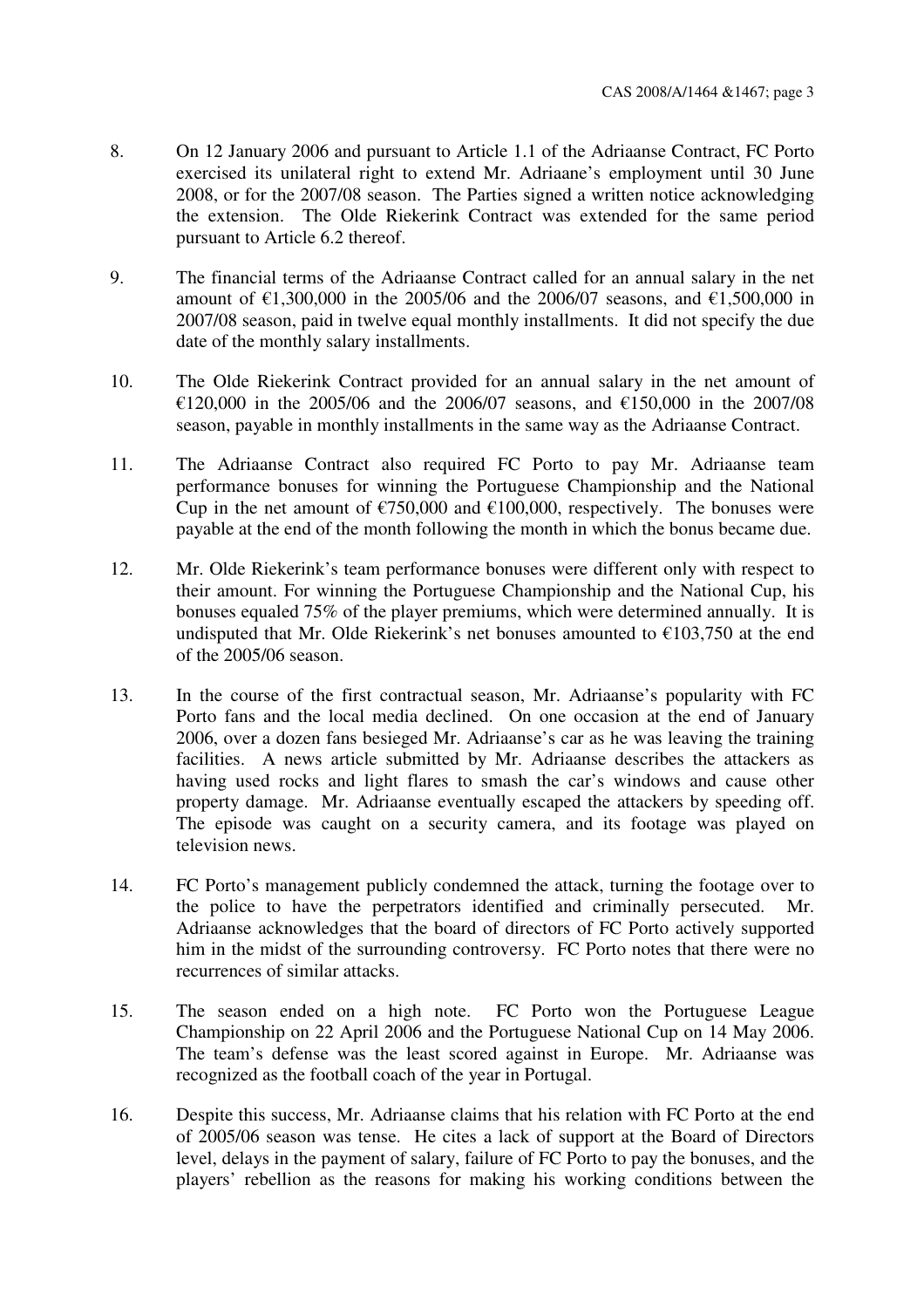8. On 12 January 2006 and pursuant to Article 1.1 of the Adriaanse Contract, FC Porto exercised its unilateral right to extend Mr. Adriaane's employment until 30 June 2008, or for the 2007/08 season. The Parties signed a written notice acknowledging the extension. The Olde Riekerink Contract was extended for the same period pursuant to Article 6.2 thereof.

9. The financial terms of the Adriaanse Contract called for an annual salary in the net amount of €1,300,000 in the 2005/06 and the 2006/07 seasons, and €1,500,000 in 2007/08 season, paid in twelve equal monthly installments. It did not specify the due date of the monthly salary installments.

10. The Olde Riekerink Contract provided for an annual salary in the net amount of €120,000 in the 2005/06 and the 2006/07 seasons, and €150,000 in the 2007/08 season, payable in monthly installments in the same way as the Adriaanse Contract.

11. The Adriaanse Contract also required FC Porto to pay Mr. Adriaanse team performance bonuses for winning the Portuguese Championship and the National Cup in the net amount of €750,000 and €100,000, respectively. The bonuses were payable at the end of the month following the month in which the bonus became due.

12. Mr. Olde Riekerink's team performance bonuses were different only with respect to their amount. For winning the Portuguese Championship and the National Cup, his bonuses equaled 75% of the player premiums, which were determined annually. It is undisputed that Mr. Olde Riekerink's net bonuses amounted to €103,750 at the end of the 2005/06 season.

13. In the course of the first contractual season, Mr. Adriaanse's popularity with FC Porto fans and the local media declined. On one occasion at the end of January 2006, over a dozen fans besieged Mr. Adriaanse's car as he was leaving the training facilities. A news article submitted by Mr. Adriaanse describes the attackers as having used rocks and light flares to smash the car's windows and cause other property damage. Mr. Adriaanse eventually escaped the attackers by speeding off. The episode was caught on a security camera, and its footage was played on television news.

14. FC Porto's management publicly condemned the attack, turning the footage over to the police to have the perpetrators identified and criminally persecuted. Mr. Adriaanse acknowledges that the board of directors of FC Porto actively supported him in the midst of the surrounding controversy. FC Porto notes that there were no recurrences of similar attacks.

15. The season ended on a high note. FC Porto won the Portuguese League Championship on 22 April 2006 and the Portuguese National Cup on 14 May 2006. The team's defense was the least scored against in Europe. Mr. Adriaanse was recognized as the football coach of the year in Portugal.

16. Despite this success, Mr. Adriaanse claims that his relation with FC Porto at the end of 2005/06 season was tense. He cites a lack of support at the Board of Directors level, delays in the payment of salary, failure of FC Porto to pay the bonuses, and the players' rebellion as the reasons for making his working conditions between the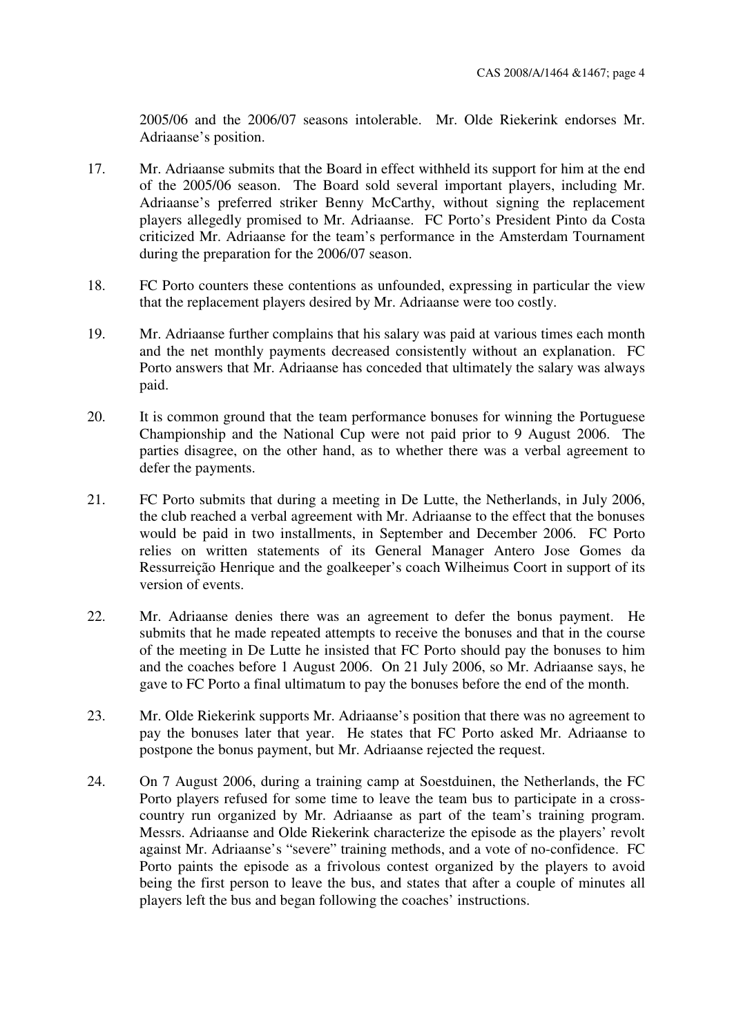2005/06 and the 2006/07 seasons intolerable. Mr. Olde Riekerink endorses Mr. Adriaanse's position.

17. Mr. Adriaanse submits that the Board in effect withheld its support for him at the end of the 2005/06 season. The Board sold several important players, including Mr. Adriaanse's preferred striker Benny McCarthy, without signing the replacement players allegedly promised to Mr. Adriaanse. FC Porto's President Pinto da Costa criticized Mr. Adriaanse for the team's performance in the Amsterdam Tournament during the preparation for the 2006/07 season.

18. FC Porto counters these contentions as unfounded, expressing in particular the view that the replacement players desired by Mr. Adriaanse were too costly.

19. Mr. Adriaanse further complains that his salary was paid at various times each month and the net monthly payments decreased consistently without an explanation. FC Porto answers that Mr. Adriaanse has conceded that ultimately the salary was always paid.

20. It is common ground that the team performance bonuses for winning the Portuguese Championship and the National Cup were not paid prior to 9 August 2006. The parties disagree, on the other hand, as to whether there was a verbal agreement to defer the payments.

21. FC Porto submits that during a meeting in De Lutte, the Netherlands, in July 2006, the club reached a verbal agreement with Mr. Adriaanse to the effect that the bonuses would be paid in two installments, in September and December 2006. FC Porto relies on written statements of its General Manager Antero Jose Gomes da Ressurreição Henrique and the goalkeeper's coach Wilheimus Coort in support of its version of events.

22. Mr. Adriaanse denies there was an agreement to defer the bonus payment. He submits that he made repeated attempts to receive the bonuses and that in the course of the meeting in De Lutte he insisted that FC Porto should pay the bonuses to him and the coaches before 1 August 2006. On 21 July 2006, so Mr. Adriaanse says, he gave to FC Porto a final ultimatum to pay the bonuses before the end of the month.

23. Mr. Olde Riekerink supports Mr. Adriaanse's position that there was no agreement to pay the bonuses later that year. He states that FC Porto asked Mr. Adriaanse to postpone the bonus payment, but Mr. Adriaanse rejected the request.

24. On 7 August 2006, during a training camp at Soestduinen, the Netherlands, the FC Porto players refused for some time to leave the team bus to participate in a cross-country run organized by Mr. Adriaanse as part of the team's training program. Messrs. Adriaanse and Olde Riekerink characterize the episode as the players' revolt against Mr. Adriaanse's "severe" training methods, and a vote of no-confidence. FC Porto paints the episode as a frivolous contest organized by the players to avoid being the first person to leave the bus, and states that after a couple of minutes all players left the bus and began following the coaches' instructions.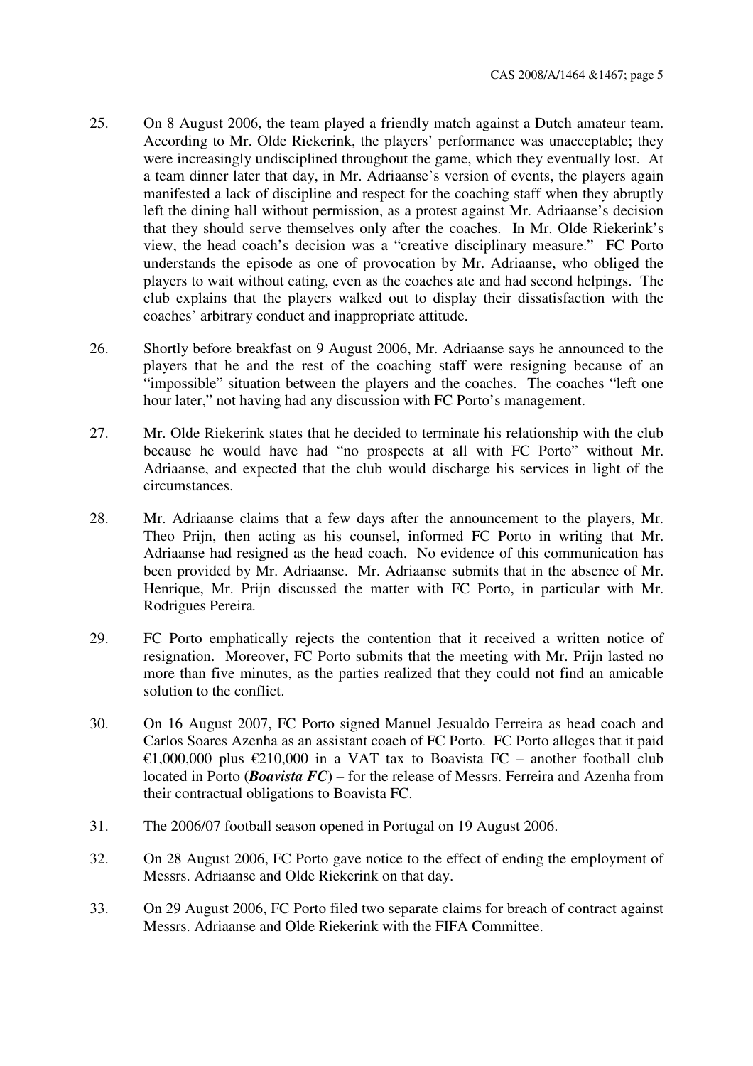25. On 8 August 2006, the team played a friendly match against a Dutch amateur team. According to Mr. Olde Riekerink, the players' performance was unacceptable; they were increasingly undisciplined throughout the game, which they eventually lost. At a team dinner later that day, in Mr. Adriaanse's version of events, the players again manifested a lack of discipline and respect for the coaching staff when they abruptly left the dining hall without permission, as a protest against Mr. Adriaanse's decision that they should serve themselves only after the coaches. In Mr. Olde Riekerink's view, the head coach's decision was a "creative disciplinary measure." FC Porto understands the episode as one of provocation by Mr. Adriaanse, who obliged the players to wait without eating, even as the coaches ate and had second helpings. The club explains that the players walked out to display their dissatisfaction with the coaches' arbitrary conduct and inappropriate attitude.

26. Shortly before breakfast on 9 August 2006, Mr. Adriaanse says he announced to the players that he and the rest of the coaching staff were resigning because of an "impossible" situation between the players and the coaches. The coaches "left one hour later," not having had any discussion with FC Porto's management.

27. Mr. Olde Riekerink states that he decided to terminate his relationship with the club because he would have had "no prospects at all with FC Porto" without Mr. Adriaanse, and expected that the club would discharge his services in light of the circumstances.

28. Mr. Adriaanse claims that a few days after the announcement to the players, Mr. Theo Prijn, then acting as his counsel, informed FC Porto in writing that Mr. Adriaanse had resigned as the head coach. No evidence of this communication has been provided by Mr. Adriaanse. Mr. Adriaanse submits that in the absence of Mr. Henrique, Mr. Prijn discussed the matter with FC Porto, in particular with Mr. Rodrigues Pereira.

29. FC Porto emphatically rejects the contention that it received a written notice of resignation. Moreover, FC Porto submits that the meeting with Mr. Prijn lasted no more than five minutes, as the parties realized that they could not find an amicable solution to the conflict.

30. On 16 August 2007, FC Porto signed Manuel Jesualdo Ferreira as head coach and Carlos Soares Azenha as an assistant coach of FC Porto. FC Porto alleges that it paid €1,000,000 plus €210,000 in a VAT tax to Boavista FC – another football club located in Porto (***Boavista FC***) – for the release of Messrs. Ferreira and Azenha from their contractual obligations to Boavista FC.

31. The 2006/07 football season opened in Portugal on 19 August 2006.

32. On 28 August 2006, FC Porto gave notice to the effect of ending the employment of Messrs. Adriaanse and Olde Riekerink on that day.

33. On 29 August 2006, FC Porto filed two separate claims for breach of contract against Messrs. Adriaanse and Olde Riekerink with the FIFA Committee.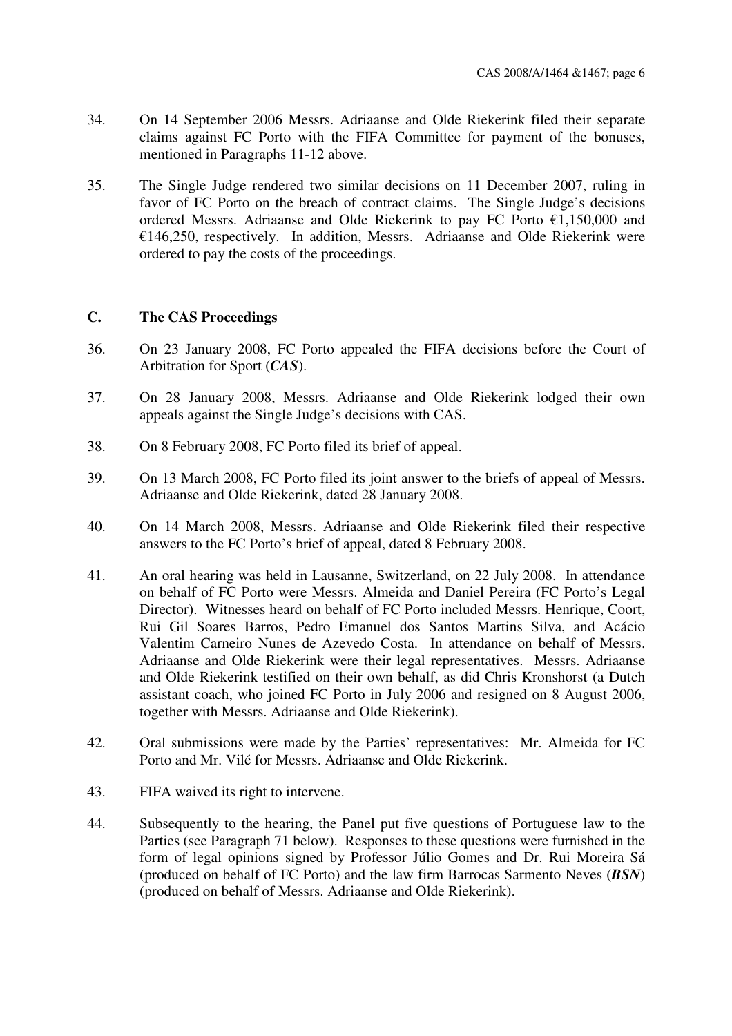34. On 14 September 2006 Messrs. Adriaanse and Olde Riekerink filed their separate claims against FC Porto with the FIFA Committee for payment of the bonuses, mentioned in Paragraphs 11-12 above.

35. The Single Judge rendered two similar decisions on 11 December 2007, ruling in favor of FC Porto on the breach of contract claims. The Single Judge's decisions ordered Messrs. Adriaanse and Olde Riekerink to pay FC Porto €1,150,000 and €146,250, respectively. In addition, Messrs. Adriaanse and Olde Riekerink were ordered to pay the costs of the proceedings.

### C. The CAS Proceedings

36. On 23 January 2008, FC Porto appealed the FIFA decisions before the Court of Arbitration for Sport (***CAS***).

37. On 28 January 2008, Messrs. Adriaanse and Olde Riekerink lodged their own appeals against the Single Judge's decisions with CAS.

38. On 8 February 2008, FC Porto filed its brief of appeal.

39. On 13 March 2008, FC Porto filed its joint answer to the briefs of appeal of Messrs. Adriaanse and Olde Riekerink, dated 28 January 2008.

40. On 14 March 2008, Messrs. Adriaanse and Olde Riekerink filed their respective answers to the FC Porto's brief of appeal, dated 8 February 2008.

41. An oral hearing was held in Lausanne, Switzerland, on 22 July 2008. In attendance on behalf of FC Porto were Messrs. Almeida and Daniel Pereira (FC Porto's Legal Director). Witnesses heard on behalf of FC Porto included Messrs. Henrique, Coort, Rui Gil Soares Barros, Pedro Emanuel dos Santos Martins Silva, and Acácio Valentim Carneiro Nunes de Azevedo Costa. In attendance on behalf of Messrs. Adriaanse and Olde Riekerink were their legal representatives. Messrs. Adriaanse and Olde Riekerink testified on their own behalf, as did Chris Kronshorst (a Dutch assistant coach, who joined FC Porto in July 2006 and resigned on 8 August 2006, together with Messrs. Adriaanse and Olde Riekerink).

42. Oral submissions were made by the Parties' representatives: Mr. Almeida for FC Porto and Mr. Vilé for Messrs. Adriaanse and Olde Riekerink.

43. FIFA waived its right to intervene.

44. Subsequently to the hearing, the Panel put five questions of Portuguese law to the Parties (see Paragraph 71 below). Responses to these questions were furnished in the form of legal opinions signed by Professor Júlio Gomes and Dr. Rui Moreira Sá (produced on behalf of FC Porto) and the law firm Barrocas Sarmento Neves (***BSN***) (produced on behalf of Messrs. Adriaanse and Olde Riekerink).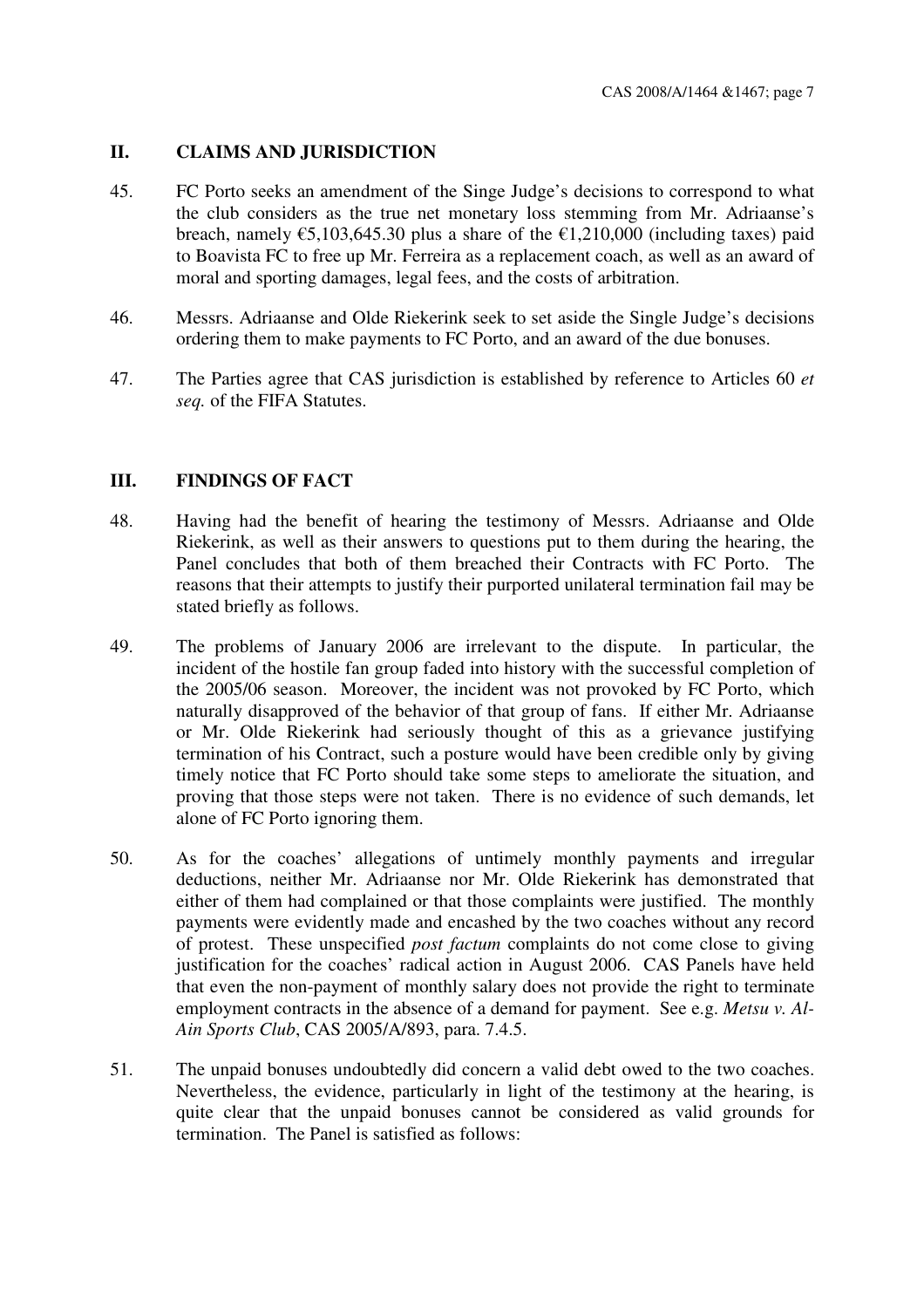## II. CLAIMS AND JURISDICTION

45. FC Porto seeks an amendment of the Singe Judge's decisions to correspond to what the club considers as the true net monetary loss stemming from Mr. Adriaanse's breach, namely €5,103,645.30 plus a share of the €1,210,000 (including taxes) paid to Boavista FC to free up Mr. Ferreira as a replacement coach, as well as an award of moral and sporting damages, legal fees, and the costs of arbitration.

46. Messrs. Adriaanse and Olde Riekerink seek to set aside the Single Judge's decisions ordering them to make payments to FC Porto, and an award of the due bonuses.

47. The Parties agree that CAS jurisdiction is established by reference to Articles 60 *et seq.* of the FIFA Statutes.

## III. FINDINGS OF FACT

48. Having had the benefit of hearing the testimony of Messrs. Adriaanse and Olde Riekerink, as well as their answers to questions put to them during the hearing, the Panel concludes that both of them breached their Contracts with FC Porto. The reasons that their attempts to justify their purported unilateral termination fail may be stated briefly as follows.

49. The problems of January 2006 are irrelevant to the dispute. In particular, the incident of the hostile fan group faded into history with the successful completion of the 2005/06 season. Moreover, the incident was not provoked by FC Porto, which naturally disapproved of the behavior of that group of fans. If either Mr. Adriaanse or Mr. Olde Riekerink had seriously thought of this as a grievance justifying termination of his Contract, such a posture would have been credible only by giving timely notice that FC Porto should take some steps to ameliorate the situation, and proving that those steps were not taken. There is no evidence of such demands, let alone of FC Porto ignoring them.

50. As for the coaches' allegations of untimely monthly payments and irregular deductions, neither Mr. Adriaanse nor Mr. Olde Riekerink has demonstrated that either of them had complained or that those complaints were justified. The monthly payments were evidently made and encashed by the two coaches without any record of protest. These unspecified *post factum* complaints do not come close to giving justification for the coaches' radical action in August 2006. CAS Panels have held that even the non-payment of monthly salary does not provide the right to terminate employment contracts in the absence of a demand for payment. See e.g. *Metsu v. Al-Ain Sports Club*, CAS 2005/A/893, para. 7.4.5.

51. The unpaid bonuses undoubtedly did concern a valid debt owed to the two coaches. Nevertheless, the evidence, particularly in light of the testimony at the hearing, is quite clear that the unpaid bonuses cannot be considered as valid grounds for termination. The Panel is satisfied as follows: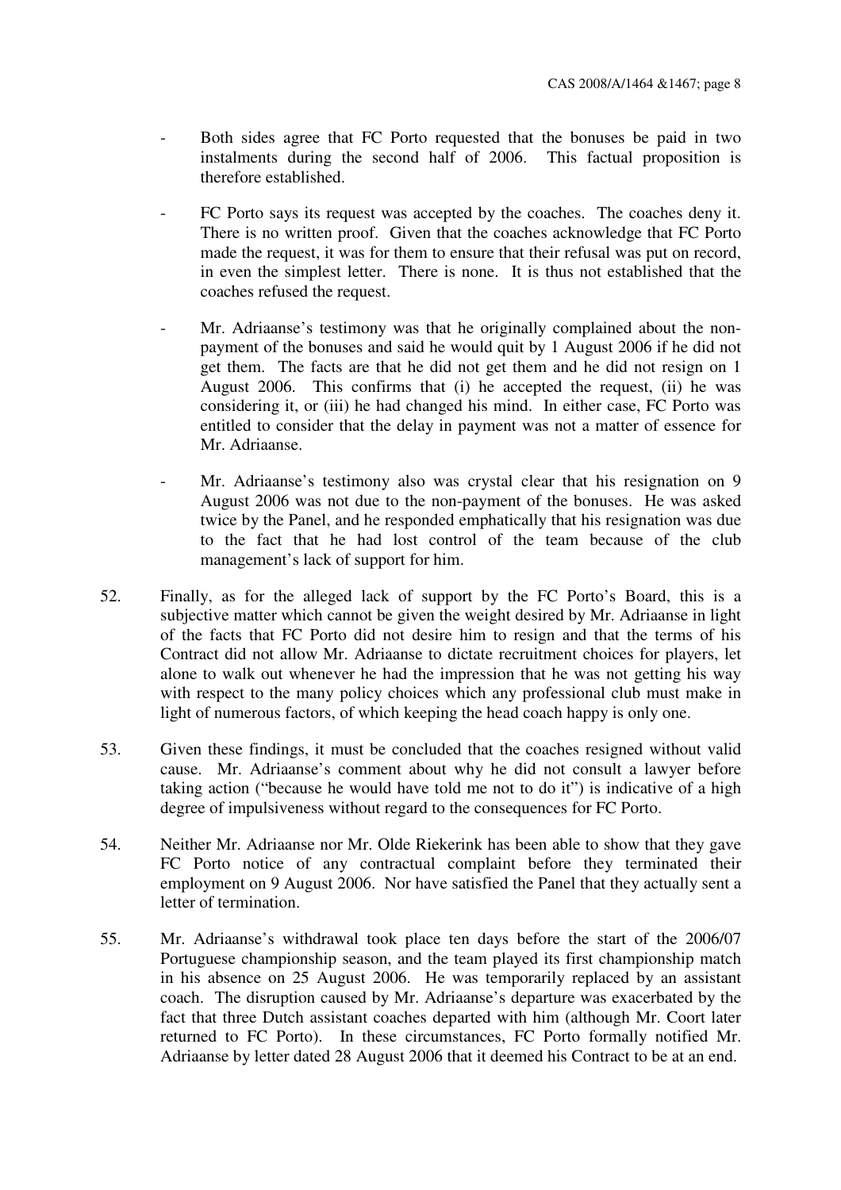- Both sides agree that FC Porto requested that the bonuses be paid in two instalments during the second half of 2006. This factual proposition is therefore established.

- FC Porto says its request was accepted by the coaches. The coaches deny it. There is no written proof. Given that the coaches acknowledge that FC Porto made the request, it was for them to ensure that their refusal was put on record, in even the simplest letter. There is none. It is thus not established that the coaches refused the request.

- Mr. Adriaanse's testimony was that he originally complained about the non-payment of the bonuses and said he would quit by 1 August 2006 if he did not get them. The facts are that he did not get them and he did not resign on 1 August 2006. This confirms that (i) he accepted the request, (ii) he was considering it, or (iii) he had changed his mind. In either case, FC Porto was entitled to consider that the delay in payment was not a matter of essence for Mr. Adriaanse.

- Mr. Adriaanse's testimony also was crystal clear that his resignation on 9 August 2006 was not due to the non-payment of the bonuses. He was asked twice by the Panel, and he responded emphatically that his resignation was due to the fact that he had lost control of the team because of the club management's lack of support for him.

52. Finally, as for the alleged lack of support by the FC Porto's Board, this is a subjective matter which cannot be given the weight desired by Mr. Adriaanse in light of the facts that FC Porto did not desire him to resign and that the terms of his Contract did not allow Mr. Adriaanse to dictate recruitment choices for players, let alone to walk out whenever he had the impression that he was not getting his way with respect to the many policy choices which any professional club must make in light of numerous factors, of which keeping the head coach happy is only one.

53. Given these findings, it must be concluded that the coaches resigned without valid cause. Mr. Adriaanse's comment about why he did not consult a lawyer before taking action ("because he would have told me not to do it") is indicative of a high degree of impulsiveness without regard to the consequences for FC Porto.

54. Neither Mr. Adriaanse nor Mr. Olde Riekerink has been able to show that they gave FC Porto notice of any contractual complaint before they terminated their employment on 9 August 2006. Nor have satisfied the Panel that they actually sent a letter of termination.

55. Mr. Adriaanse's withdrawal took place ten days before the start of the 2006/07 Portuguese championship season, and the team played its first championship match in his absence on 25 August 2006. He was temporarily replaced by an assistant coach. The disruption caused by Mr. Adriaanse's departure was exacerbated by the fact that three Dutch assistant coaches departed with him (although Mr. Coort later returned to FC Porto). In these circumstances, FC Porto formally notified Mr. Adriaanse by letter dated 28 August 2006 that it deemed his Contract to be at an end.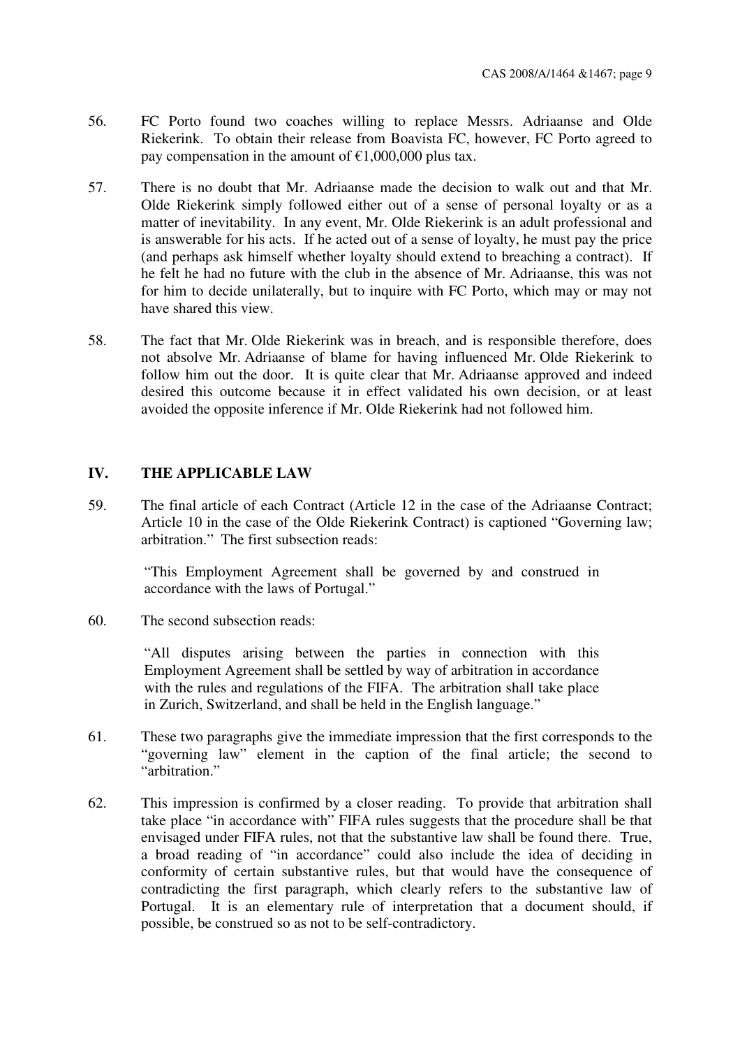56. FC Porto found two coaches willing to replace Messrs. Adriaanse and Olde Riekerink. To obtain their release from Boavista FC, however, FC Porto agreed to pay compensation in the amount of €1,000,000 plus tax.

57. There is no doubt that Mr. Adriaanse made the decision to walk out and that Mr. Olde Riekerink simply followed either out of a sense of personal loyalty or as a matter of inevitability. In any event, Mr. Olde Riekerink is an adult professional and is answerable for his acts. If he acted out of a sense of loyalty, he must pay the price (and perhaps ask himself whether loyalty should extend to breaching a contract). If he felt he had no future with the club in the absence of Mr. Adriaanse, this was not for him to decide unilaterally, but to inquire with FC Porto, which may or may not have shared this view.

58. The fact that Mr. Olde Riekerink was in breach, and is responsible therefore, does not absolve Mr. Adriaanse of blame for having influenced Mr. Olde Riekerink to follow him out the door. It is quite clear that Mr. Adriaanse approved and indeed desired this outcome because it in effect validated his own decision, or at least avoided the opposite inference if Mr. Olde Riekerink had not followed him.

## IV. THE APPLICABLE LAW

59. The final article of each Contract (Article 12 in the case of the Adriaanse Contract; Article 10 in the case of the Olde Riekerink Contract) is captioned "Governing law; arbitration." The first subsection reads:

> "This Employment Agreement shall be governed by and construed in accordance with the laws of Portugal."

60. The second subsection reads:

> "All disputes arising between the parties in connection with this Employment Agreement shall be settled by way of arbitration in accordance with the rules and regulations of the FIFA. The arbitration shall take place in Zurich, Switzerland, and shall be held in the English language."

61. These two paragraphs give the immediate impression that the first corresponds to the "governing law" element in the caption of the final article; the second to "arbitration."

62. This impression is confirmed by a closer reading. To provide that arbitration shall take place "in accordance with" FIFA rules suggests that the procedure shall be that envisaged under FIFA rules, not that the substantive law shall be found there. True, a broad reading of "in accordance" could also include the idea of deciding in conformity of certain substantive rules, but that would have the consequence of contradicting the first paragraph, which clearly refers to the substantive law of Portugal. It is an elementary rule of interpretation that a document should, if possible, be construed so as not to be self-contradictory.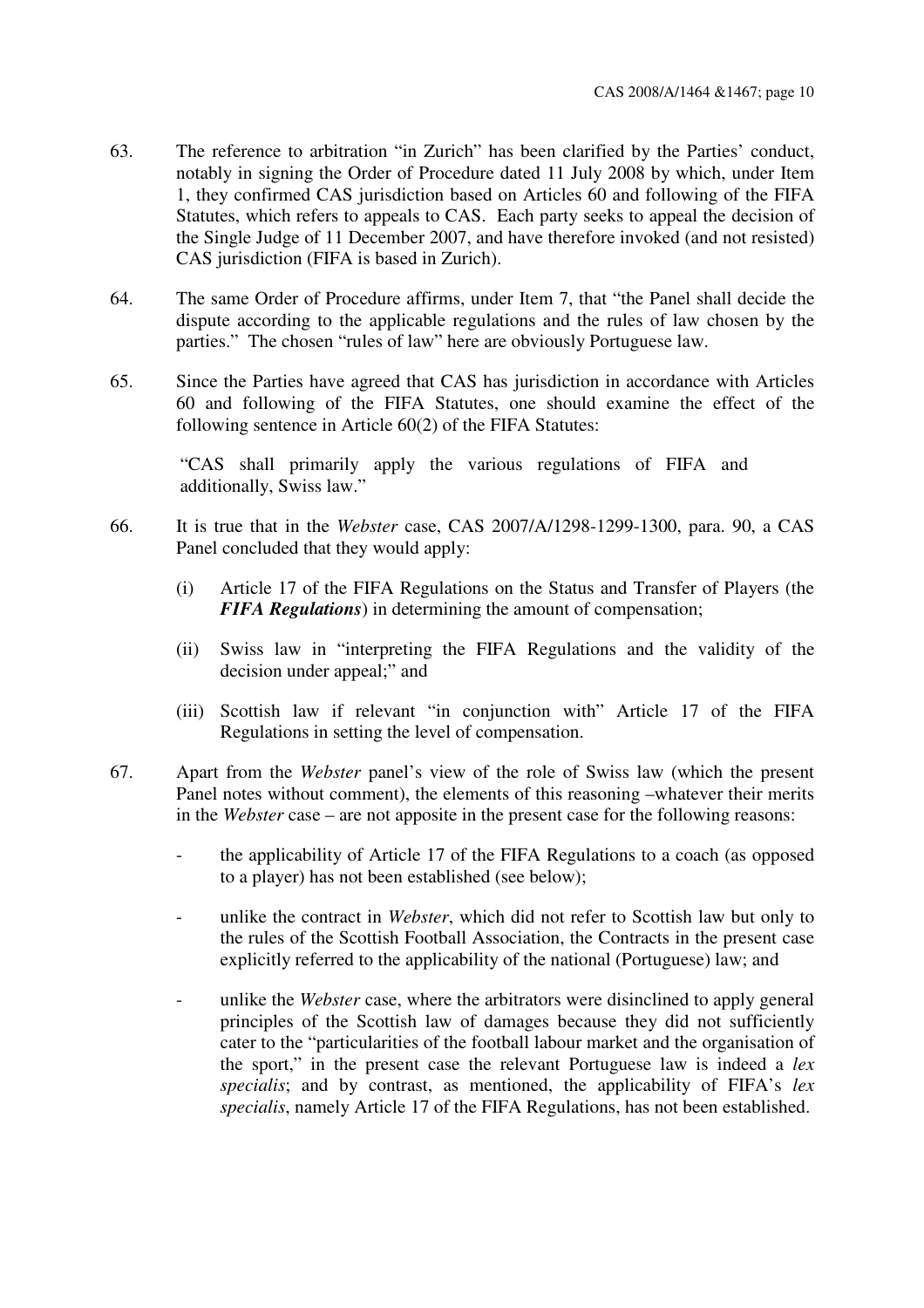63. The reference to arbitration "in Zurich" has been clarified by the Parties' conduct, notably in signing the Order of Procedure dated 11 July 2008 by which, under Item 1, they confirmed CAS jurisdiction based on Articles 60 and following of the FIFA Statutes, which refers to appeals to CAS. Each party seeks to appeal the decision of the Single Judge of 11 December 2007, and have therefore invoked (and not resisted) CAS jurisdiction (FIFA is based in Zurich).

64. The same Order of Procedure affirms, under Item 7, that "the Panel shall decide the dispute according to the applicable regulations and the rules of law chosen by the parties." The chosen "rules of law" here are obviously Portuguese law.

65. Since the Parties have agreed that CAS has jurisdiction in accordance with Articles 60 and following of the FIFA Statutes, one should examine the effect of the following sentence in Article 60(2) of the FIFA Statutes:

> "CAS shall primarily apply the various regulations of FIFA and additionally, Swiss law."

66. It is true that in the *Webster* case, CAS 2007/A/1298-1299-1300, para. 90, a CAS Panel concluded that they would apply:

    (i) Article 17 of the FIFA Regulations on the Status and Transfer of Players (the ***FIFA Regulations***) in determining the amount of compensation;

    (ii) Swiss law in "interpreting the FIFA Regulations and the validity of the decision under appeal;" and

    (iii) Scottish law if relevant "in conjunction with" Article 17 of the FIFA Regulations in setting the level of compensation.

67. Apart from the *Webster* panel's view of the role of Swiss law (which the present Panel notes without comment), the elements of this reasoning –whatever their merits in the *Webster* case – are not apposite in the present case for the following reasons:

    - the applicability of Article 17 of the FIFA Regulations to a coach (as opposed to a player) has not been established (see below);

    - unlike the contract in *Webster*, which did not refer to Scottish law but only to the rules of the Scottish Football Association, the Contracts in the present case explicitly referred to the applicability of the national (Portuguese) law; and

    - unlike the *Webster* case, where the arbitrators were disinclined to apply general principles of the Scottish law of damages because they did not sufficiently cater to the "particularities of the football labour market and the organisation of the sport," in the present case the relevant Portuguese law is indeed a *lex specialis*; and by contrast, as mentioned, the applicability of FIFA's *lex specialis*, namely Article 17 of the FIFA Regulations, has not been established.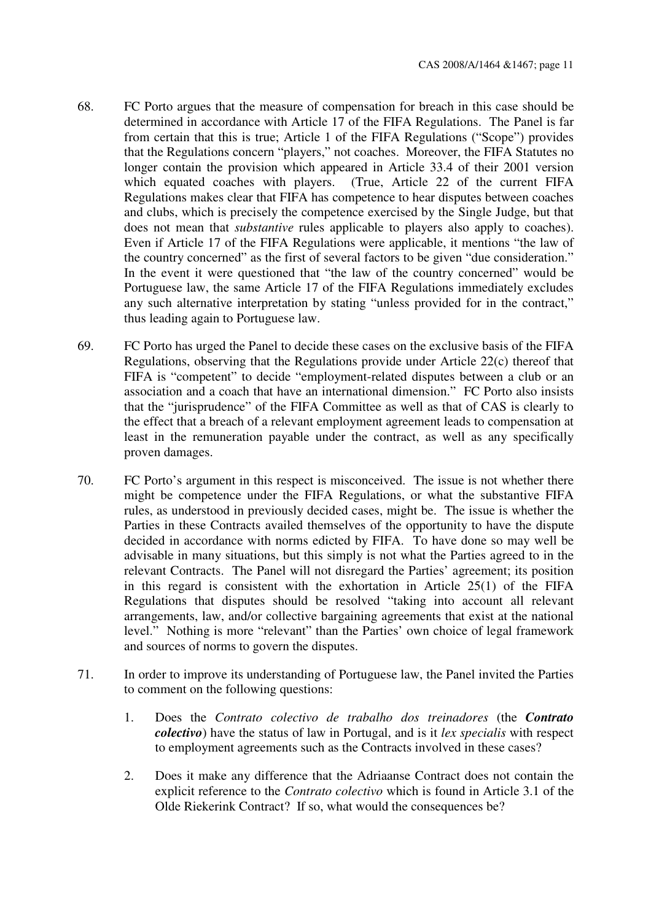68. FC Porto argues that the measure of compensation for breach in this case should be determined in accordance with Article 17 of the FIFA Regulations. The Panel is far from certain that this is true; Article 1 of the FIFA Regulations ("Scope") provides that the Regulations concern "players," not coaches. Moreover, the FIFA Statutes no longer contain the provision which appeared in Article 33.4 of their 2001 version which equated coaches with players. (True, Article 22 of the current FIFA Regulations makes clear that FIFA has competence to hear disputes between coaches and clubs, which is precisely the competence exercised by the Single Judge, but that does not mean that *substantive* rules applicable to players also apply to coaches). Even if Article 17 of the FIFA Regulations were applicable, it mentions "the law of the country concerned" as the first of several factors to be given "due consideration." In the event it were questioned that "the law of the country concerned" would be Portuguese law, the same Article 17 of the FIFA Regulations immediately excludes any such alternative interpretation by stating "unless provided for in the contract," thus leading again to Portuguese law.

69. FC Porto has urged the Panel to decide these cases on the exclusive basis of the FIFA Regulations, observing that the Regulations provide under Article 22(c) thereof that FIFA is "competent" to decide "employment-related disputes between a club or an association and a coach that have an international dimension." FC Porto also insists that the "jurisprudence" of the FIFA Committee as well as that of CAS is clearly to the effect that a breach of a relevant employment agreement leads to compensation at least in the remuneration payable under the contract, as well as any specifically proven damages.

70. FC Porto's argument in this respect is misconceived. The issue is not whether there might be competence under the FIFA Regulations, or what the substantive FIFA rules, as understood in previously decided cases, might be. The issue is whether the Parties in these Contracts availed themselves of the opportunity to have the dispute decided in accordance with norms edicted by FIFA. To have done so may well be advisable in many situations, but this simply is not what the Parties agreed to in the relevant Contracts. The Panel will not disregard the Parties' agreement; its position in this regard is consistent with the exhortation in Article 25(1) of the FIFA Regulations that disputes should be resolved "taking into account all relevant arrangements, law, and/or collective bargaining agreements that exist at the national level." Nothing is more "relevant" than the Parties' own choice of legal framework and sources of norms to govern the disputes.

71. In order to improve its understanding of Portuguese law, the Panel invited the Parties to comment on the following questions:

    1. Does the *Contrato colectivo de trabalho dos treinadores* (the ***Contrato colectivo***) have the status of law in Portugal, and is it *lex specialis* with respect to employment agreements such as the Contracts involved in these cases?

    2. Does it make any difference that the Adriaanse Contract does not contain the explicit reference to the *Contrato colectivo* which is found in Article 3.1 of the Olde Riekerink Contract? If so, what would the consequences be?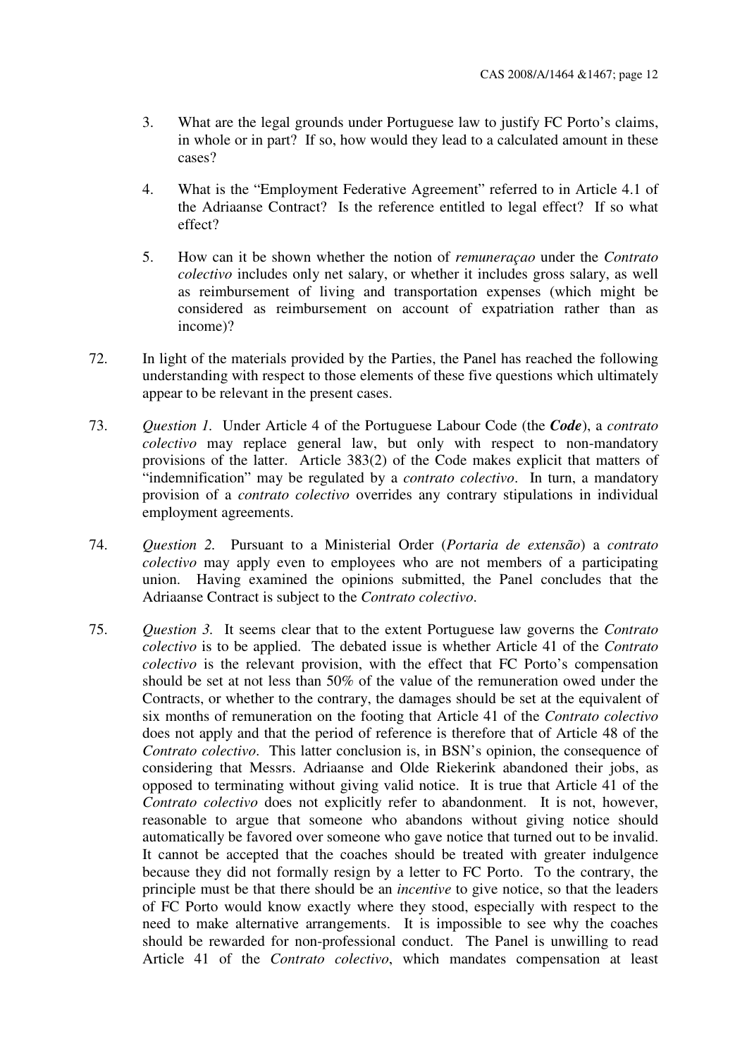3. What are the legal grounds under Portuguese law to justify FC Porto's claims, in whole or in part? If so, how would they lead to a calculated amount in these cases?

4. What is the "Employment Federative Agreement" referred to in Article 4.1 of the Adriaanse Contract? Is the reference entitled to legal effect? If so what effect?

5. How can it be shown whether the notion of *remuneraçao* under the *Contrato colectivo* includes only net salary, or whether it includes gross salary, as well as reimbursement of living and transportation expenses (which might be considered as reimbursement on account of expatriation rather than as income)?

72. In light of the materials provided by the Parties, the Panel has reached the following understanding with respect to those elements of these five questions which ultimately appear to be relevant in the present cases.

73. *Question 1*. Under Article 4 of the Portuguese Labour Code (the ***Code***), a *contrato colectivo* may replace general law, but only with respect to non-mandatory provisions of the latter. Article 383(2) of the Code makes explicit that matters of "indemnification" may be regulated by a *contrato colectivo*. In turn, a mandatory provision of a *contrato colectivo* overrides any contrary stipulations in individual employment agreements.

74. *Question 2*. Pursuant to a Ministerial Order (*Portaria de extensão*) a *contrato colectivo* may apply even to employees who are not members of a participating union. Having examined the opinions submitted, the Panel concludes that the Adriaanse Contract is subject to the *Contrato colectivo*.

75. *Question 3*. It seems clear that to the extent Portuguese law governs the *Contrato colectivo* is to be applied. The debated issue is whether Article 41 of the *Contrato colectivo* is the relevant provision, with the effect that FC Porto's compensation should be set at not less than 50% of the value of the remuneration owed under the Contracts, or whether to the contrary, the damages should be set at the equivalent of six months of remuneration on the footing that Article 41 of the *Contrato colectivo* does not apply and that the period of reference is therefore that of Article 48 of the *Contrato colectivo*. This latter conclusion is, in BSN's opinion, the consequence of considering that Messrs. Adriaanse and Olde Riekerink abandoned their jobs, as opposed to terminating without giving valid notice. It is true that Article 41 of the *Contrato colectivo* does not explicitly refer to abandonment. It is not, however, reasonable to argue that someone who abandons without giving notice should automatically be favored over someone who gave notice that turned out to be invalid. It cannot be accepted that the coaches should be treated with greater indulgence because they did not formally resign by a letter to FC Porto. To the contrary, the principle must be that there should be an *incentive* to give notice, so that the leaders of FC Porto would know exactly where they stood, especially with respect to the need to make alternative arrangements. It is impossible to see why the coaches should be rewarded for non-professional conduct. The Panel is unwilling to read Article 41 of the *Contrato colectivo*, which mandates compensation at least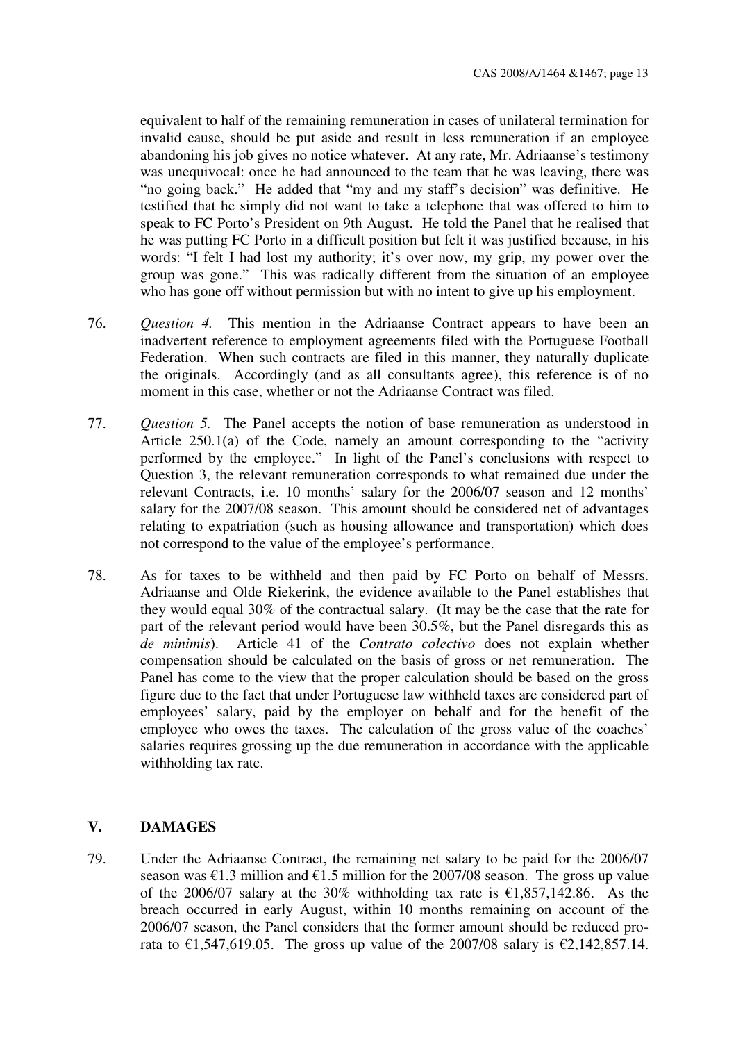equivalent to half of the remaining remuneration in cases of unilateral termination for invalid cause, should be put aside and result in less remuneration if an employee abandoning his job gives no notice whatever. At any rate, Mr. Adriaanse's testimony was unequivocal: once he had announced to the team that he was leaving, there was "no going back." He added that "my and my staff's decision" was definitive. He testified that he simply did not want to take a telephone that was offered to him to speak to FC Porto's President on 9th August. He told the Panel that he realised that he was putting FC Porto in a difficult position but felt it was justified because, in his words: "I felt I had lost my authority; it's over now, my grip, my power over the group was gone." This was radically different from the situation of an employee who has gone off without permission but with no intent to give up his employment.

76. *Question 4.* This mention in the Adriaanse Contract appears to have been an inadvertent reference to employment agreements filed with the Portuguese Football Federation. When such contracts are filed in this manner, they naturally duplicate the originals. Accordingly (and as all consultants agree), this reference is of no moment in this case, whether or not the Adriaanse Contract was filed.

77. *Question 5.* The Panel accepts the notion of base remuneration as understood in Article 250.1(a) of the Code, namely an amount corresponding to the "activity performed by the employee." In light of the Panel's conclusions with respect to Question 3, the relevant remuneration corresponds to what remained due under the relevant Contracts, i.e. 10 months' salary for the 2006/07 season and 12 months' salary for the 2007/08 season. This amount should be considered net of advantages relating to expatriation (such as housing allowance and transportation) which does not correspond to the value of the employee's performance.

78. As for taxes to be withheld and then paid by FC Porto on behalf of Messrs. Adriaanse and Olde Riekerink, the evidence available to the Panel establishes that they would equal 30% of the contractual salary. (It may be the case that the rate for part of the relevant period would have been 30.5%, but the Panel disregards this as *de minimis*). Article 41 of the *Contrato colectivo* does not explain whether compensation should be calculated on the basis of gross or net remuneration. The Panel has come to the view that the proper calculation should be based on the gross figure due to the fact that under Portuguese law withheld taxes are considered part of employees' salary, paid by the employer on behalf and for the benefit of the employee who owes the taxes. The calculation of the gross value of the coaches' salaries requires grossing up the due remuneration in accordance with the applicable withholding tax rate.

## V. DAMAGES

79. Under the Adriaanse Contract, the remaining net salary to be paid for the 2006/07 season was €1.3 million and €1.5 million for the 2007/08 season. The gross up value of the 2006/07 salary at the 30% withholding tax rate is €1,857,142.86. As the breach occurred in early August, within 10 months remaining on account of the 2006/07 season, the Panel considers that the former amount should be reduced pro-rata to €1,547,619.05. The gross up value of the 2007/08 salary is €2,142,857.14.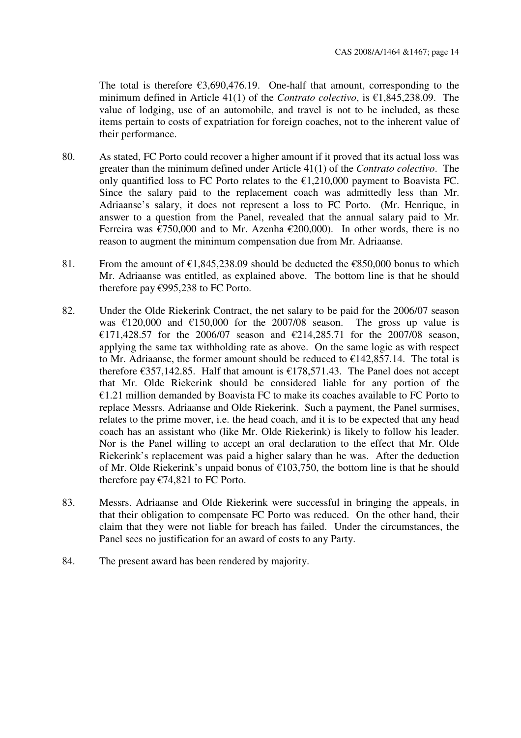The total is therefore €3,690,476.19. One-half that amount, corresponding to the minimum defined in Article 41(1) of the *Contrato colectivo*, is €1,845,238.09. The value of lodging, use of an automobile, and travel is not to be included, as these items pertain to costs of expatriation for foreign coaches, not to the inherent value of their performance.

80. As stated, FC Porto could recover a higher amount if it proved that its actual loss was greater than the minimum defined under Article 41(1) of the *Contrato colectivo*. The only quantified loss to FC Porto relates to the €1,210,000 payment to Boavista FC. Since the salary paid to the replacement coach was admittedly less than Mr. Adriaanse's salary, it does not represent a loss to FC Porto. (Mr. Henrique, in answer to a question from the Panel, revealed that the annual salary paid to Mr. Ferreira was €750,000 and to Mr. Azenha €200,000). In other words, there is no reason to augment the minimum compensation due from Mr. Adriaanse.

81. From the amount of €1,845,238.09 should be deducted the €850,000 bonus to which Mr. Adriaanse was entitled, as explained above. The bottom line is that he should therefore pay €995,238 to FC Porto.

82. Under the Olde Riekerink Contract, the net salary to be paid for the 2006/07 season was €120,000 and €150,000 for the 2007/08 season. The gross up value is €171,428.57 for the 2006/07 season and €214,285.71 for the 2007/08 season, applying the same tax withholding rate as above. On the same logic as with respect to Mr. Adriaanse, the former amount should be reduced to €142,857.14. The total is therefore €357,142.85. Half that amount is €178,571.43. The Panel does not accept that Mr. Olde Riekerink should be considered liable for any portion of the €1.21 million demanded by Boavista FC to make its coaches available to FC Porto to replace Messrs. Adriaanse and Olde Riekerink. Such a payment, the Panel surmises, relates to the prime mover, i.e. the head coach, and it is to be expected that any head coach has an assistant who (like Mr. Olde Riekerink) is likely to follow his leader. Nor is the Panel willing to accept an oral declaration to the effect that Mr. Olde Riekerink's replacement was paid a higher salary than he was. After the deduction of Mr. Olde Riekerink's unpaid bonus of €103,750, the bottom line is that he should therefore pay €74,821 to FC Porto.

83. Messrs. Adriaanse and Olde Riekerink were successful in bringing the appeals, in that their obligation to compensate FC Porto was reduced. On the other hand, their claim that they were not liable for breach has failed. Under the circumstances, the Panel sees no justification for an award of costs to any Party.

84. The present award has been rendered by majority.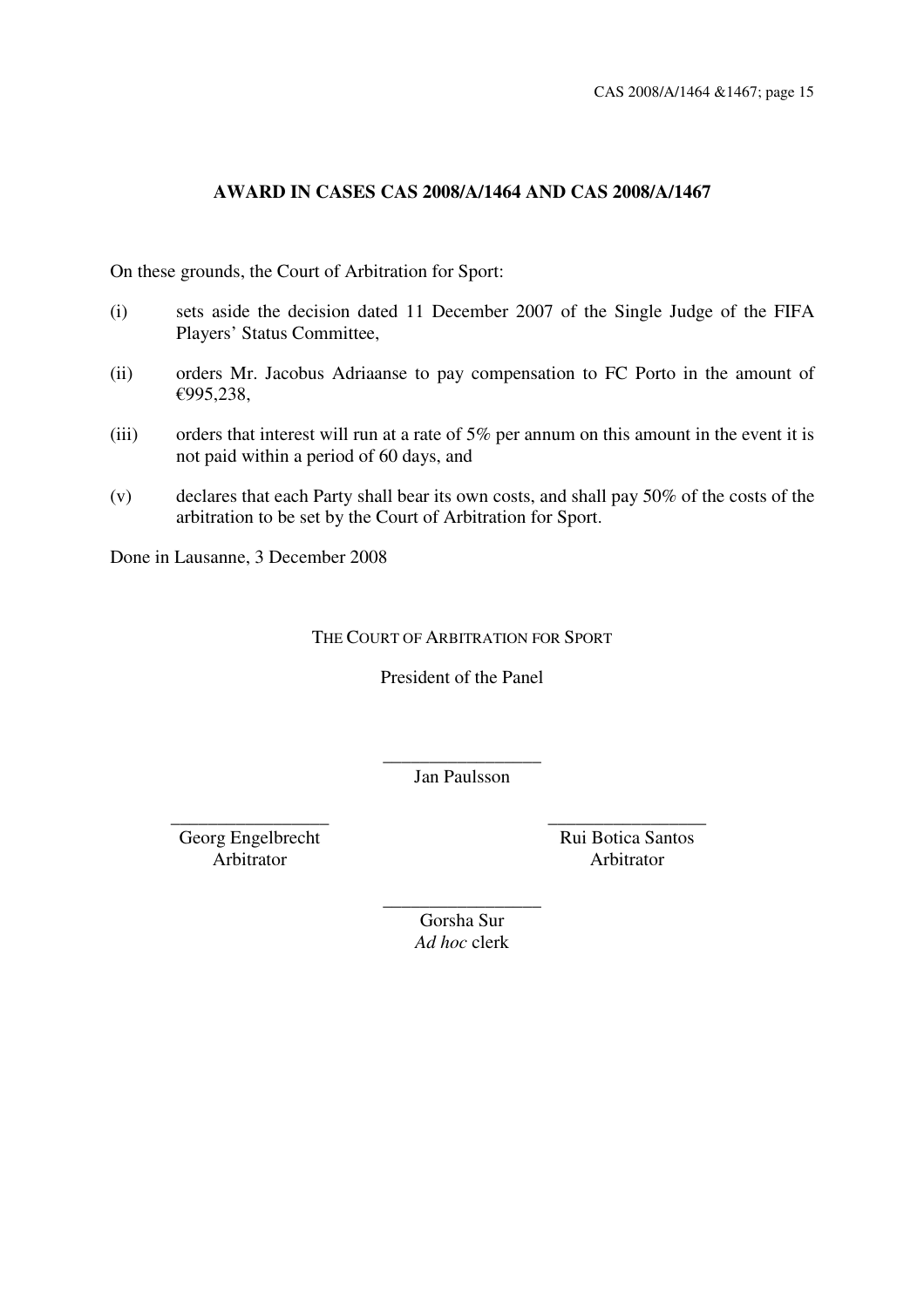**AWARD IN CASES CAS 2008/A/1464 AND CAS 2008/A/1467**

On these grounds, the Court of Arbitration for Sport:

(i) sets aside the decision dated 11 December 2007 of the Single Judge of the FIFA Players' Status Committee,

(ii) orders Mr. Jacobus Adriaanse to pay compensation to FC Porto in the amount of €995,238,

(iii) orders that interest will run at a rate of 5% per annum on this amount in the event it is not paid within a period of 60 days, and

(v) declares that each Party shall bear its own costs, and shall pay 50% of the costs of the arbitration to be set by the Court of Arbitration for Sport.

Done in Lausanne, 3 December 2008

THE COURT OF ARBITRATION FOR SPORT

President of the Panel

\_\_\_\_\_\_\_\_\_\_\_\_\_\_\_\_\_

Jan Paulsson

\_\_\_\_\_\_\_\_\_\_\_\_\_\_\_\_\_

Georg Engelbrecht
Arbitrator

\_\_\_\_\_\_\_\_\_\_\_\_\_\_\_\_\_

Rui Botica Santos
Arbitrator

\_\_\_\_\_\_\_\_\_\_\_\_\_\_\_\_\_

Gorsha Sur
*Ad hoc* clerk